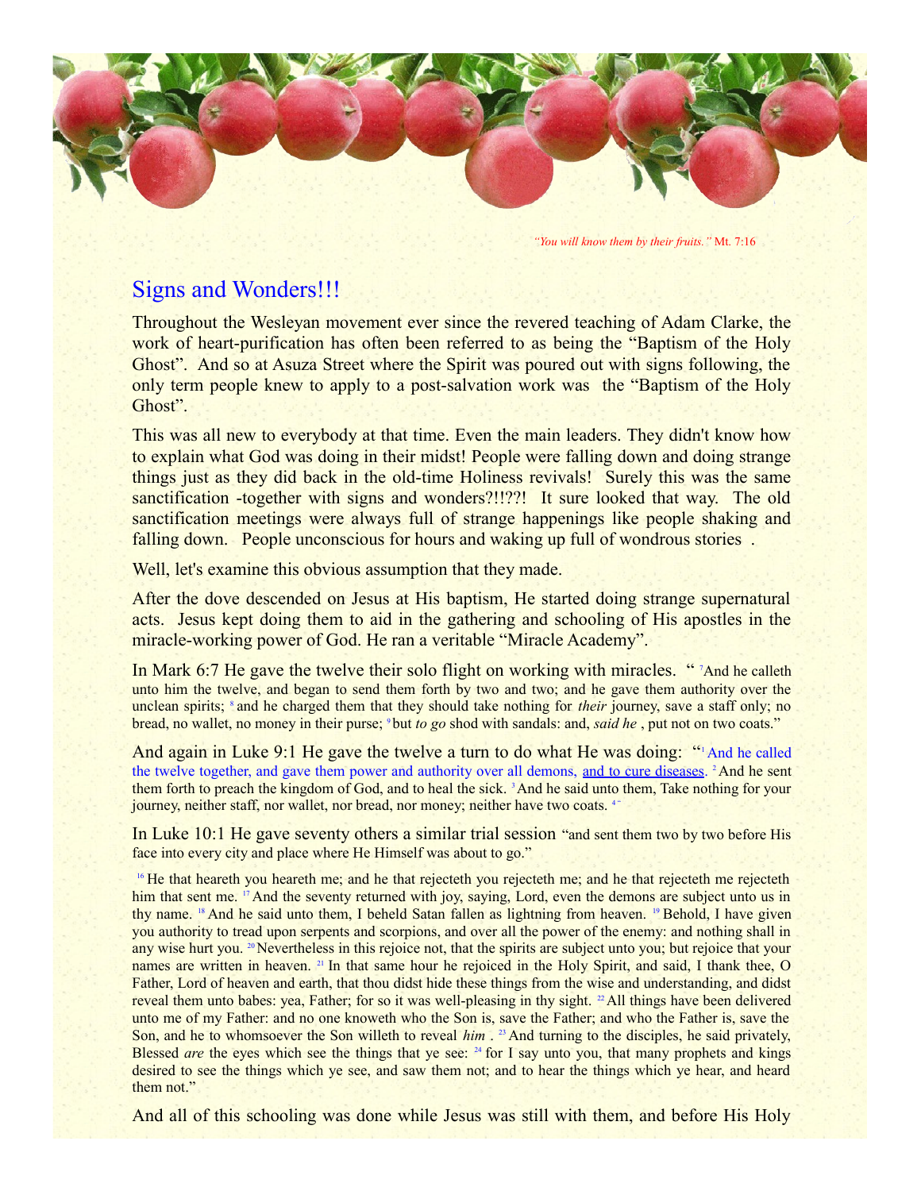*"You will know them by their fruits."* Mt. 7:16

# Signs and Wonders!!!

Throughout the Wesleyan movement ever since the revered teaching of Adam Clarke, the work of heart-purification has often been referred to as being the "Baptism of the Holy Ghost". And so at Asuza Street where the Spirit was poured out with signs following, the only term people knew to apply to a post-salvation work was the "Baptism of the Holy Ghost".

This was all new to everybody at that time. Even the main leaders. They didn't know how to explain what God was doing in their midst! People were falling down and doing strange things just as they did back in the old-time Holiness revivals! Surely this was the same sanctification -together with signs and wonders?!!??! It sure looked that way. The old sanctification meetings were always full of strange happenings like people shaking and falling down. People unconscious for hours and waking up full of wondrous stories .

Well, let's examine this obvious assumption that they made.

After the dove descended on Jesus at His baptism, He started doing strange supernatural acts. Jesus kept doing them to aid in the gathering and schooling of His apostles in the miracle-working power of God. He ran a veritable "Miracle Academy".

In Mark 6:7 He gave the twelve their solo flight on working with miracles. " [7] And he calleth unto him the twelve, and began to send them forth by two and two; and he gave them authority over the unclean spirits; [8] and he charged them that they should take nothing for *their* journey, save a staff only; no bread, no wallet, no money in their purse; [9] but *to go* shod with sandals: and, *said he* , put not on two coats."

And again in Luke 9:1 He gave the twelve a turn to do what He was doing: "[1] And he called the twelve together, and gave them power and authority over all demons, and to cure diseases. [2] And he sent them forth to preach the kingdom of God, and to heal the sick. [3] And he said unto them, Take nothing for your journey, neither staff, nor wallet, nor bread, nor money; neither have two coats. [4]"

In Luke 10:1 He gave seventy others a similar trial session "and sent them two by two before His face into every city and place where He Himself was about to go."

[16] He that heareth you heareth me; and he that rejecteth you rejecteth me; and he that rejecteth me rejecteth him that sent me. [17] And the seventy returned with joy, saying, Lord, even the demons are subject unto us in thy name. [18] And he said unto them, I beheld Satan fallen as lightning from heaven. [19] Behold, I have given you authority to tread upon serpents and scorpions, and over all the power of the enemy: and nothing shall in any wise hurt you. [20] Nevertheless in this rejoice not, that the spirits are subject unto you; but rejoice that your names are written in heaven. [21] In that same hour he rejoiced in the Holy Spirit, and said, I thank thee, O Father, Lord of heaven and earth, that thou didst hide these things from the wise and understanding, and didst reveal them unto babes: yea, Father; for so it was well-pleasing in thy sight. [22] All things have been delivered unto me of my Father: and no one knoweth who the Son is, save the Father; and who the Father is, save the Son, and he to whomsoever the Son willeth to reveal *him* . [23] And turning to the disciples, he said privately, Blessed *are* the eyes which see the things that ye see: [24] for I say unto you, that many prophets and kings desired to see the things which ye see, and saw them not; and to hear the things which ye hear, and heard them not."

And all of this schooling was done while Jesus was still with them, and before His Holy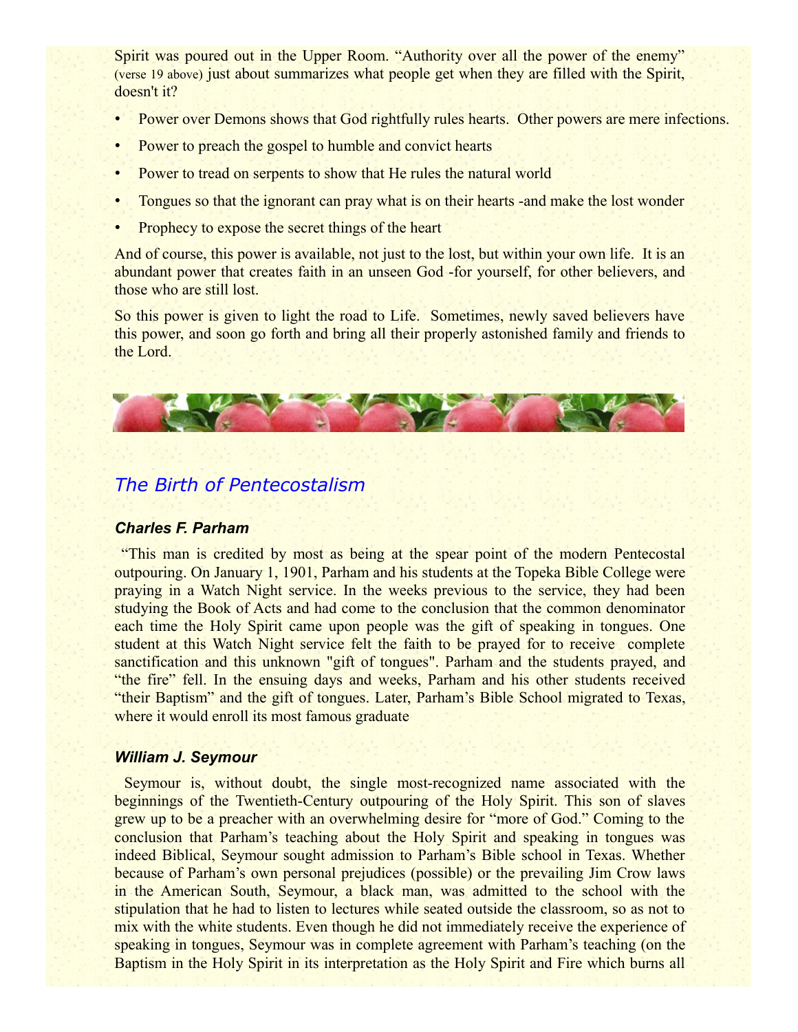Spirit was poured out in the Upper Room. “Authority over all the power of the enemy” (verse 19 above) just about summarizes what people get when they are filled with the Spirit, doesn't it?

- Power over Demons shows that God rightfully rules hearts. Other powers are mere infections.
- Power to preach the gospel to humble and convict hearts
- Power to tread on serpents to show that He rules the natural world
- Tongues so that the ignorant can pray what is on their hearts -and make the lost wonder
- Prophecy to expose the secret things of the heart

And of course, this power is available, not just to the lost, but within your own life. It is an abundant power that creates faith in an unseen God -for yourself, for other believers, and those who are still lost.

So this power is given to light the road to Life. Sometimes, newly saved believers have this power, and soon go forth and bring all their properly astonished family and friends to the Lord.

## *The Birth of Pentecostalism*

### ***Charles F. Parham***

“This man is credited by most as being at the spear point of the modern Pentecostal outpouring. On January 1, 1901, Parham and his students at the Topeka Bible College were praying in a Watch Night service. In the weeks previous to the service, they had been studying the Book of Acts and had come to the conclusion that the common denominator each time the Holy Spirit came upon people was the gift of speaking in tongues. One student at this Watch Night service felt the faith to be prayed for to receive complete sanctification and this unknown "gift of tongues". Parham and the students prayed, and “the fire” fell. In the ensuing days and weeks, Parham and his other students received “their Baptism” and the gift of tongues. Later, Parham’s Bible School migrated to Texas, where it would enroll its most famous graduate

### ***William J. Seymour***

Seymour is, without doubt, the single most-recognized name associated with the beginnings of the Twentieth-Century outpouring of the Holy Spirit. This son of slaves grew up to be a preacher with an overwhelming desire for “more of God.” Coming to the conclusion that Parham’s teaching about the Holy Spirit and speaking in tongues was indeed Biblical, Seymour sought admission to Parham’s Bible school in Texas. Whether because of Parham’s own personal prejudices (possible) or the prevailing Jim Crow laws in the American South, Seymour, a black man, was admitted to the school with the stipulation that he had to listen to lectures while seated outside the classroom, so as not to mix with the white students. Even though he did not immediately receive the experience of speaking in tongues, Seymour was in complete agreement with Parham’s teaching (on the Baptism in the Holy Spirit in its interpretation as the Holy Spirit and Fire which burns all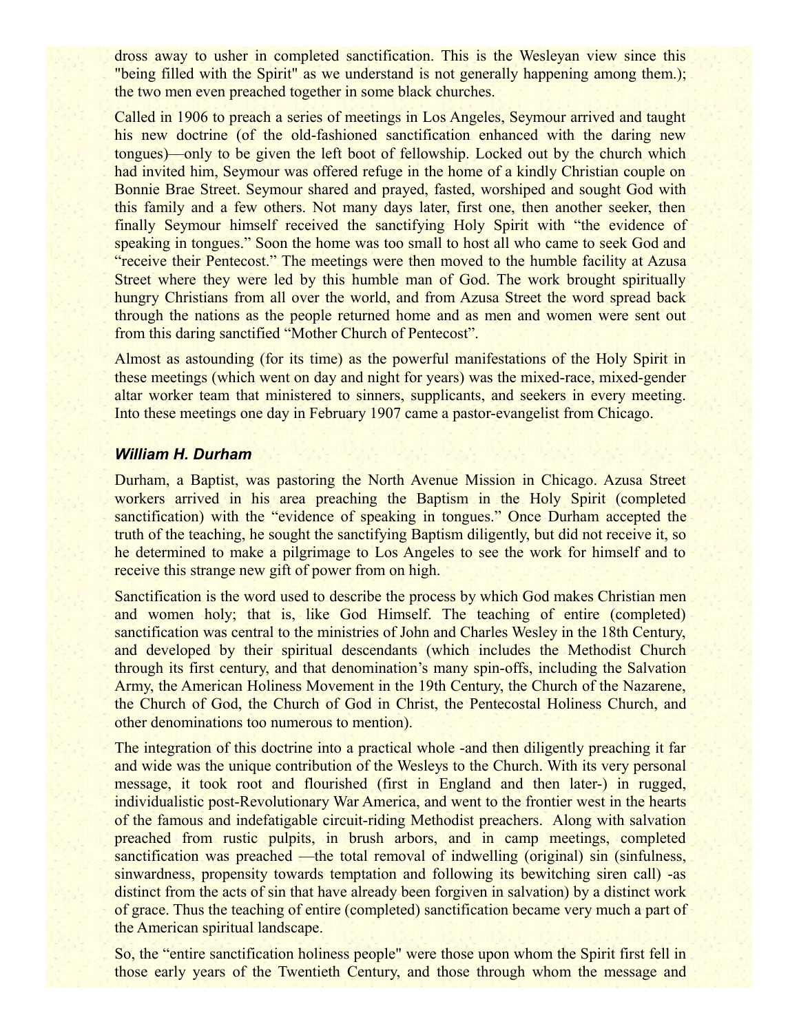dross away to usher in completed sanctification. This is the Wesleyan view since this "being filled with the Spirit" as we understand is not generally happening among them.); the two men even preached together in some black churches.

Called in 1906 to preach a series of meetings in Los Angeles, Seymour arrived and taught his new doctrine (of the old-fashioned sanctification enhanced with the daring new tongues)—only to be given the left boot of fellowship. Locked out by the church which had invited him, Seymour was offered refuge in the home of a kindly Christian couple on Bonnie Brae Street. Seymour shared and prayed, fasted, worshiped and sought God with this family and a few others. Not many days later, first one, then another seeker, then finally Seymour himself received the sanctifying Holy Spirit with "the evidence of speaking in tongues." Soon the home was too small to host all who came to seek God and "receive their Pentecost." The meetings were then moved to the humble facility at Azusa Street where they were led by this humble man of God. The work brought spiritually hungry Christians from all over the world, and from Azusa Street the word spread back through the nations as the people returned home and as men and women were sent out from this daring sanctified "Mother Church of Pentecost".

Almost as astounding (for its time) as the powerful manifestations of the Holy Spirit in these meetings (which went on day and night for years) was the mixed-race, mixed-gender altar worker team that ministered to sinners, supplicants, and seekers in every meeting. Into these meetings one day in February 1907 came a pastor-evangelist from Chicago.

### ***William H. Durham***

Durham, a Baptist, was pastoring the North Avenue Mission in Chicago. Azusa Street workers arrived in his area preaching the Baptism in the Holy Spirit (completed sanctification) with the "evidence of speaking in tongues." Once Durham accepted the truth of the teaching, he sought the sanctifying Baptism diligently, but did not receive it, so he determined to make a pilgrimage to Los Angeles to see the work for himself and to receive this strange new gift of power from on high.

Sanctification is the word used to describe the process by which God makes Christian men and women holy; that is, like God Himself. The teaching of entire (completed) sanctification was central to the ministries of John and Charles Wesley in the 18th Century, and developed by their spiritual descendants (which includes the Methodist Church through its first century, and that denomination's many spin-offs, including the Salvation Army, the American Holiness Movement in the 19th Century, the Church of the Nazarene, the Church of God, the Church of God in Christ, the Pentecostal Holiness Church, and other denominations too numerous to mention).

The integration of this doctrine into a practical whole -and then diligently preaching it far and wide was the unique contribution of the Wesleys to the Church. With its very personal message, it took root and flourished (first in England and then later-) in rugged, individualistic post-Revolutionary War America, and went to the frontier west in the hearts of the famous and indefatigable circuit-riding Methodist preachers. Along with salvation preached from rustic pulpits, in brush arbors, and in camp meetings, completed sanctification was preached —the total removal of indwelling (original) sin (sinfulness, sinwardness, propensity towards temptation and following its bewitching siren call) -as distinct from the acts of sin that have already been forgiven in salvation) by a distinct work of grace. Thus the teaching of entire (completed) sanctification became very much a part of the American spiritual landscape.

So, the "entire sanctification holiness people" were those upon whom the Spirit first fell in those early years of the Twentieth Century, and those through whom the message and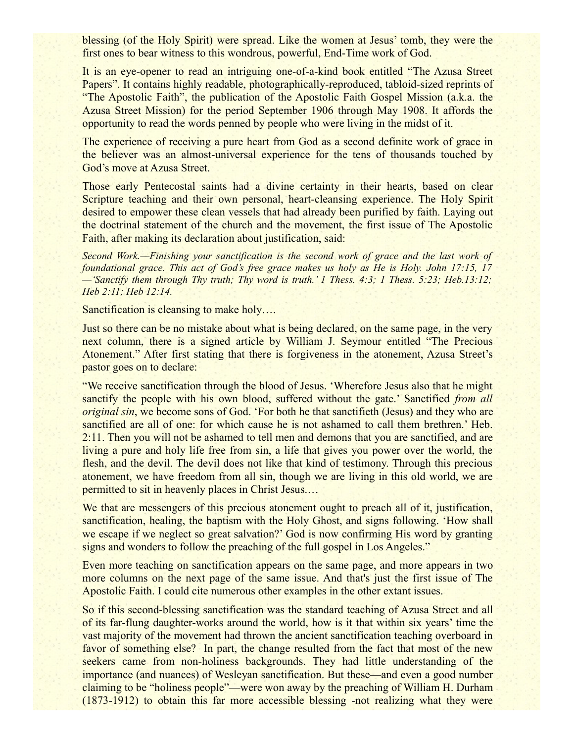blessing (of the Holy Spirit) were spread. Like the women at Jesus' tomb, they were the first ones to bear witness to this wondrous, powerful, End-Time work of God.

It is an eye-opener to read an intriguing one-of-a-kind book entitled "The Azusa Street Papers". It contains highly readable, photographically-reproduced, tabloid-sized reprints of "The Apostolic Faith", the publication of the Apostolic Faith Gospel Mission (a.k.a. the Azusa Street Mission) for the period September 1906 through May 1908. It affords the opportunity to read the words penned by people who were living in the midst of it.

The experience of receiving a pure heart from God as a second definite work of grace in the believer was an almost-universal experience for the tens of thousands touched by God's move at Azusa Street.

Those early Pentecostal saints had a divine certainty in their hearts, based on clear Scripture teaching and their own personal, heart-cleansing experience. The Holy Spirit desired to empower these clean vessels that had already been purified by faith. Laying out the doctrinal statement of the church and the movement, the first issue of The Apostolic Faith, after making its declaration about justification, said:

*Second Work.—Finishing your sanctification is the second work of grace and the last work of foundational grace. This act of God's free grace makes us holy as He is Holy. John 17:15, 17—'Sanctify them through Thy truth; Thy word is truth.' 1 Thess. 4:3; 1 Thess. 5:23; Heb.13:12; Heb 2:11; Heb 12:14.*

Sanctification is cleansing to make holy….

Just so there can be no mistake about what is being declared, on the same page, in the very next column, there is a signed article by William J. Seymour entitled "The Precious Atonement." After first stating that there is forgiveness in the atonement, Azusa Street's pastor goes on to declare:

"We receive sanctification through the blood of Jesus. 'Wherefore Jesus also that he might sanctify the people with his own blood, suffered without the gate.' Sanctified *from all original sin*, we become sons of God. 'For both he that sanctifieth (Jesus) and they who are sanctified are all of one: for which cause he is not ashamed to call them brethren.' Heb. 2:11. Then you will not be ashamed to tell men and demons that you are sanctified, and are living a pure and holy life free from sin, a life that gives you power over the world, the flesh, and the devil. The devil does not like that kind of testimony. Through this precious atonement, we have freedom from all sin, though we are living in this old world, we are permitted to sit in heavenly places in Christ Jesus.…

We that are messengers of this precious atonement ought to preach all of it, justification, sanctification, healing, the baptism with the Holy Ghost, and signs following. 'How shall we escape if we neglect so great salvation?' God is now confirming His word by granting signs and wonders to follow the preaching of the full gospel in Los Angeles."

Even more teaching on sanctification appears on the same page, and more appears in two more columns on the next page of the same issue. And that's just the first issue of The Apostolic Faith. I could cite numerous other examples in the other extant issues.

So if this second-blessing sanctification was the standard teaching of Azusa Street and all of its far-flung daughter-works around the world, how is it that within six years' time the vast majority of the movement had thrown the ancient sanctification teaching overboard in favor of something else? In part, the change resulted from the fact that most of the new seekers came from non-holiness backgrounds. They had little understanding of the importance (and nuances) of Wesleyan sanctification. But these—and even a good number claiming to be "holiness people"—were won away by the preaching of William H. Durham (1873-1912) to obtain this far more accessible blessing -not realizing what they were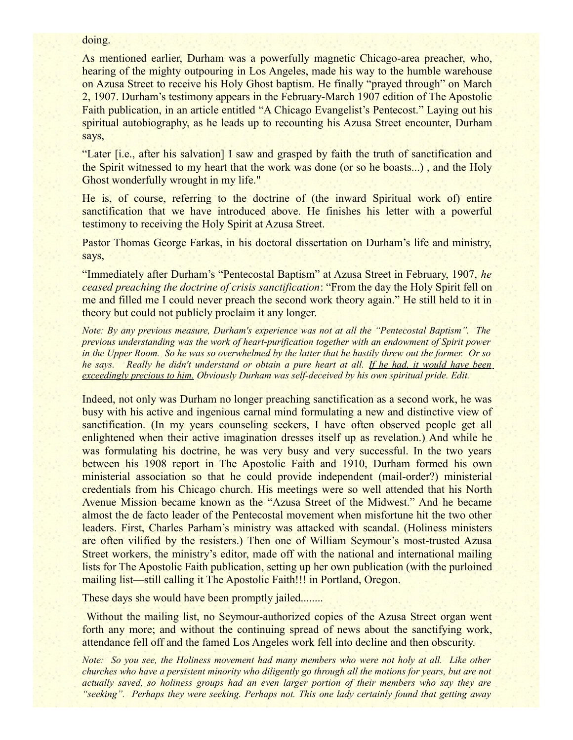doing.

As mentioned earlier, Durham was a powerfully magnetic Chicago-area preacher, who, hearing of the mighty outpouring in Los Angeles, made his way to the humble warehouse on Azusa Street to receive his Holy Ghost baptism. He finally "prayed through" on March 2, 1907. Durham's testimony appears in the February-March 1907 edition of The Apostolic Faith publication, in an article entitled "A Chicago Evangelist's Pentecost." Laying out his spiritual autobiography, as he leads up to recounting his Azusa Street encounter, Durham says,

"Later [i.e., after his salvation] I saw and grasped by faith the truth of sanctification and the Spirit witnessed to my heart that the work was done (or so he boasts...) , and the Holy Ghost wonderfully wrought in my life."

He is, of course, referring to the doctrine of (the inward Spiritual work of) entire sanctification that we have introduced above. He finishes his letter with a powerful testimony to receiving the Holy Spirit at Azusa Street.

Pastor Thomas George Farkas, in his doctoral dissertation on Durham's life and ministry, says,

"Immediately after Durham's "Pentecostal Baptism" at Azusa Street in February, 1907, *he ceased preaching the doctrine of crisis sanctification*: "From the day the Holy Spirit fell on me and filled me I could never preach the second work theory again." He still held to it in theory but could not publicly proclaim it any longer.

*Note: By any previous measure, Durham's experience was not at all the "Pentecostal Baptism". The previous understanding was the work of heart-purification together with an endowment of Spirit power in the Upper Room. So he was so overwhelmed by the latter that he hastily threw out the former. Or so he says. Really he didn't understand or obtain a pure heart at all. <u>If he had, it would have been exceedingly precious to him.</u> Obviously Durham was self-deceived by his own spiritual pride. Edit.*

Indeed, not only was Durham no longer preaching sanctification as a second work, he was busy with his active and ingenious carnal mind formulating a new and distinctive view of sanctification. (In my years counseling seekers, I have often observed people get all enlightened when their active imagination dresses itself up as revelation.) And while he was formulating his doctrine, he was very busy and very successful. In the two years between his 1908 report in The Apostolic Faith and 1910, Durham formed his own ministerial association so that he could provide independent (mail-order?) ministerial credentials from his Chicago church. His meetings were so well attended that his North Avenue Mission became known as the "Azusa Street of the Midwest." And he became almost the de facto leader of the Pentecostal movement when misfortune hit the two other leaders. First, Charles Parham's ministry was attacked with scandal. (Holiness ministers are often vilified by the resisters.) Then one of William Seymour's most-trusted Azusa Street workers, the ministry's editor, made off with the national and international mailing lists for The Apostolic Faith publication, setting up her own publication (with the purloined mailing list—still calling it The Apostolic Faith!!! in Portland, Oregon.

These days she would have been promptly jailed........

Without the mailing list, no Seymour-authorized copies of the Azusa Street organ went forth any more; and without the continuing spread of news about the sanctifying work, attendance fell off and the famed Los Angeles work fell into decline and then obscurity.

*Note: So you see, the Holiness movement had many members who were not holy at all. Like other churches who have a persistent minority who diligently go through all the motions for years, but are not actually saved, so holiness groups had an even larger portion of their members who say they are "seeking". Perhaps they were seeking. Perhaps not. This one lady certainly found that getting away*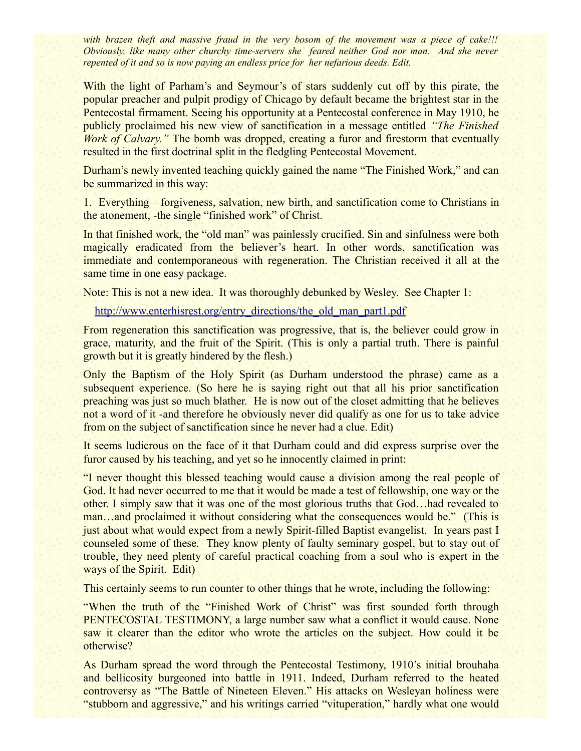*with brazen theft and massive fraud in the very bosom of the movement was a piece of cake!!! Obviously, like many other churchy time-servers she feared neither God nor man. And she never repented of it and so is now paying an endless price for her nefarious deeds. Edit.*

With the light of Parham's and Seymour's of stars suddenly cut off by this pirate, the popular preacher and pulpit prodigy of Chicago by default became the brightest star in the Pentecostal firmament. Seeing his opportunity at a Pentecostal conference in May 1910, he publicly proclaimed his new view of sanctification in a message entitled *"The Finished Work of Calvary."* The bomb was dropped, creating a furor and firestorm that eventually resulted in the first doctrinal split in the fledgling Pentecostal Movement.

Durham's newly invented teaching quickly gained the name "The Finished Work," and can be summarized in this way:

1. Everything—forgiveness, salvation, new birth, and sanctification come to Christians in the atonement, -the single "finished work" of Christ.

In that finished work, the "old man" was painlessly crucified. Sin and sinfulness were both magically eradicated from the believer's heart. In other words, sanctification was immediate and contemporaneous with regeneration. The Christian received it all at the same time in one easy package.

Note: This is not a new idea. It was thoroughly debunked by Wesley. See Chapter 1:

http://www.enterhisrest.org/entry_directions/the_old_man_part1.pdf

From regeneration this sanctification was progressive, that is, the believer could grow in grace, maturity, and the fruit of the Spirit. (This is only a partial truth. There is painful growth but it is greatly hindered by the flesh.)

Only the Baptism of the Holy Spirit (as Durham understood the phrase) came as a subsequent experience. (So here he is saying right out that all his prior sanctification preaching was just so much blather. He is now out of the closet admitting that he believes not a word of it -and therefore he obviously never did qualify as one for us to take advice from on the subject of sanctification since he never had a clue. Edit)

It seems ludicrous on the face of it that Durham could and did express surprise over the furor caused by his teaching, and yet so he innocently claimed in print:

"I never thought this blessed teaching would cause a division among the real people of God. It had never occurred to me that it would be made a test of fellowship, one way or the other. I simply saw that it was one of the most glorious truths that God…had revealed to man…and proclaimed it without considering what the consequences would be." (This is just about what would expect from a newly Spirit-filled Baptist evangelist. In years past I counseled some of these. They know plenty of faulty seminary gospel, but to stay out of trouble, they need plenty of careful practical coaching from a soul who is expert in the ways of the Spirit. Edit)

This certainly seems to run counter to other things that he wrote, including the following:

"When the truth of the "Finished Work of Christ" was first sounded forth through PENTECOSTAL TESTIMONY, a large number saw what a conflict it would cause. None saw it clearer than the editor who wrote the articles on the subject. How could it be otherwise?

As Durham spread the word through the Pentecostal Testimony, 1910's initial brouhaha and bellicosity burgeoned into battle in 1911. Indeed, Durham referred to the heated controversy as "The Battle of Nineteen Eleven." His attacks on Wesleyan holiness were "stubborn and aggressive," and his writings carried "vituperation," hardly what one would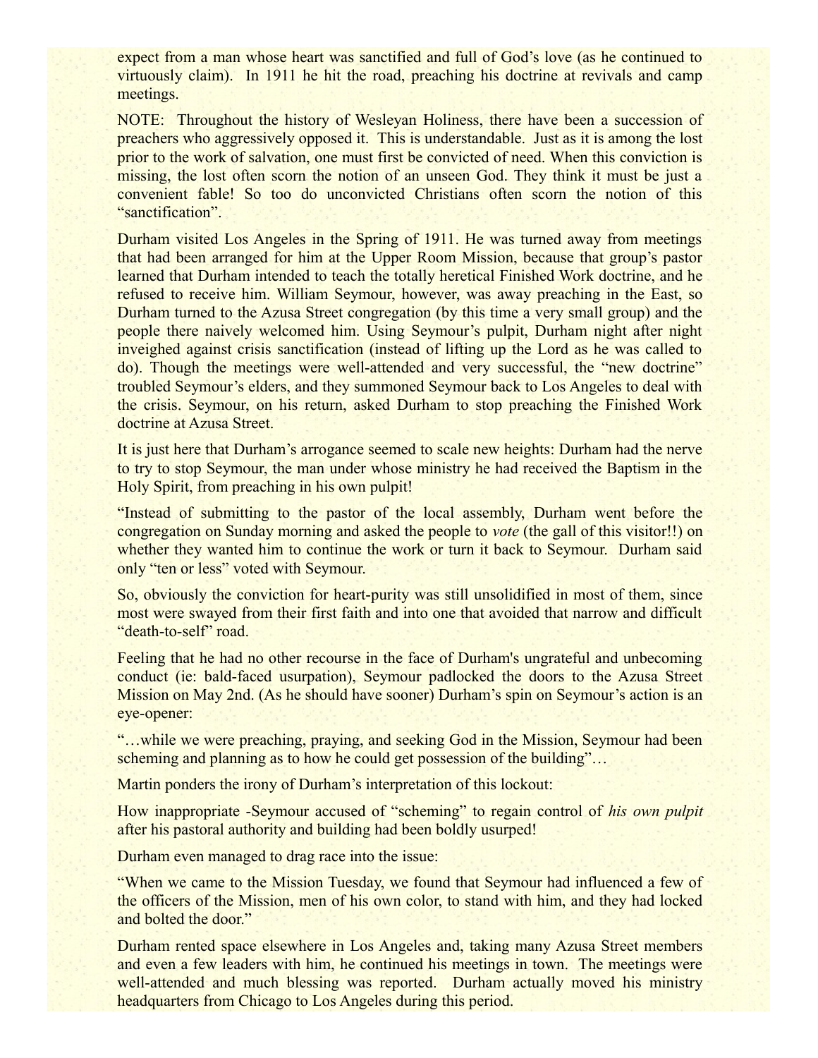expect from a man whose heart was sanctified and full of God's love (as he continued to virtuously claim). In 1911 he hit the road, preaching his doctrine at revivals and camp meetings.

NOTE: Throughout the history of Wesleyan Holiness, there have been a succession of preachers who aggressively opposed it. This is understandable. Just as it is among the lost prior to the work of salvation, one must first be convicted of need. When this conviction is missing, the lost often scorn the notion of an unseen God. They think it must be just a convenient fable! So too do unconvicted Christians often scorn the notion of this "sanctification".

Durham visited Los Angeles in the Spring of 1911. He was turned away from meetings that had been arranged for him at the Upper Room Mission, because that group's pastor learned that Durham intended to teach the totally heretical Finished Work doctrine, and he refused to receive him. William Seymour, however, was away preaching in the East, so Durham turned to the Azusa Street congregation (by this time a very small group) and the people there naively welcomed him. Using Seymour's pulpit, Durham night after night inveighed against crisis sanctification (instead of lifting up the Lord as he was called to do). Though the meetings were well-attended and very successful, the "new doctrine" troubled Seymour's elders, and they summoned Seymour back to Los Angeles to deal with the crisis. Seymour, on his return, asked Durham to stop preaching the Finished Work doctrine at Azusa Street.

It is just here that Durham's arrogance seemed to scale new heights: Durham had the nerve to try to stop Seymour, the man under whose ministry he had received the Baptism in the Holy Spirit, from preaching in his own pulpit!

"Instead of submitting to the pastor of the local assembly, Durham went before the congregation on Sunday morning and asked the people to *vote* (the gall of this visitor!!) on whether they wanted him to continue the work or turn it back to Seymour. Durham said only "ten or less" voted with Seymour.

So, obviously the conviction for heart-purity was still unsolidified in most of them, since most were swayed from their first faith and into one that avoided that narrow and difficult "death-to-self" road.

Feeling that he had no other recourse in the face of Durham's ungrateful and unbecoming conduct (ie: bald-faced usurpation), Seymour padlocked the doors to the Azusa Street Mission on May 2nd. (As he should have sooner) Durham's spin on Seymour's action is an eye-opener:

"…while we were preaching, praying, and seeking God in the Mission, Seymour had been scheming and planning as to how he could get possession of the building"…

Martin ponders the irony of Durham's interpretation of this lockout:

How inappropriate -Seymour accused of "scheming" to regain control of *his own pulpit* after his pastoral authority and building had been boldly usurped!

Durham even managed to drag race into the issue:

"When we came to the Mission Tuesday, we found that Seymour had influenced a few of the officers of the Mission, men of his own color, to stand with him, and they had locked and bolted the door."

Durham rented space elsewhere in Los Angeles and, taking many Azusa Street members and even a few leaders with him, he continued his meetings in town. The meetings were well-attended and much blessing was reported. Durham actually moved his ministry headquarters from Chicago to Los Angeles during this period.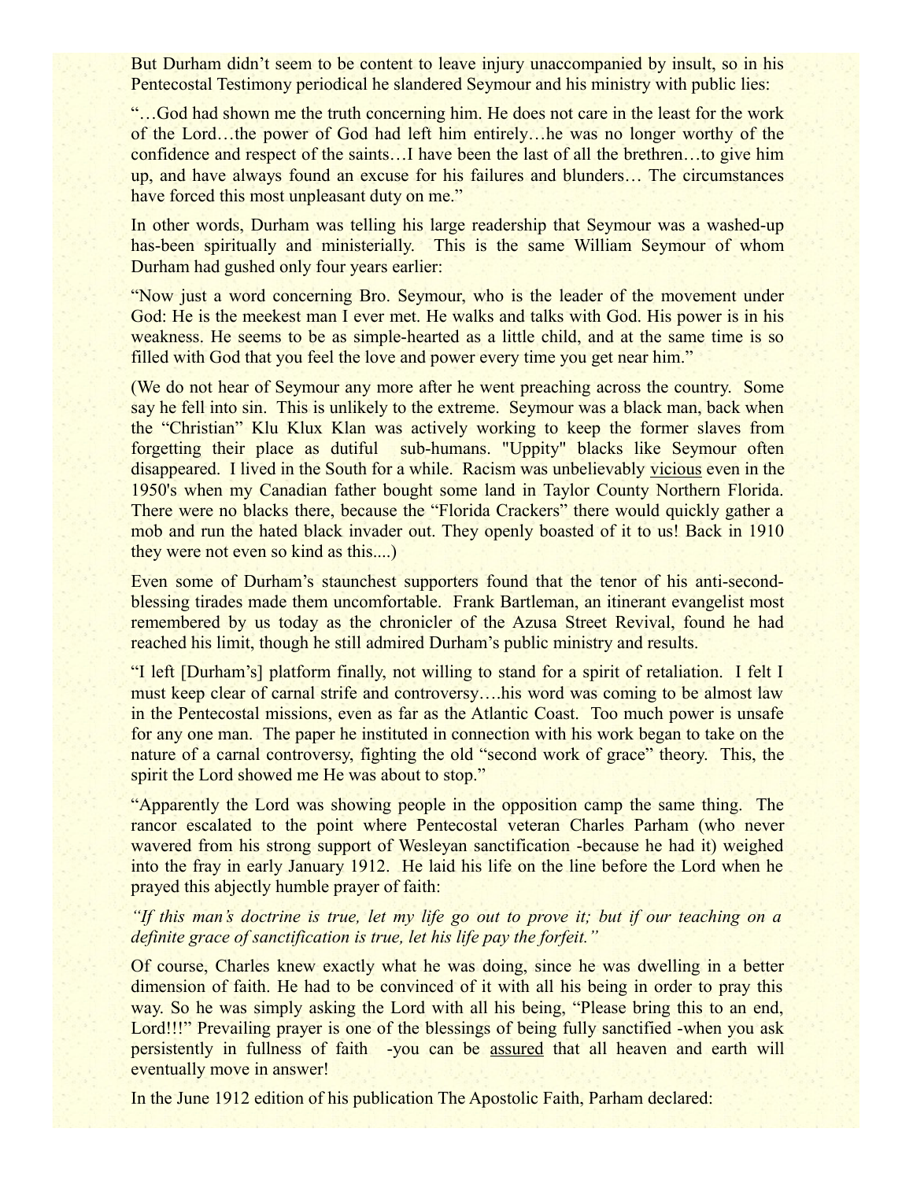But Durham didn't seem to be content to leave injury unaccompanied by insult, so in his Pentecostal Testimony periodical he slandered Seymour and his ministry with public lies:

"…God had shown me the truth concerning him. He does not care in the least for the work of the Lord…the power of God had left him entirely…he was no longer worthy of the confidence and respect of the saints…I have been the last of all the brethren…to give him up, and have always found an excuse for his failures and blunders… The circumstances have forced this most unpleasant duty on me."

In other words, Durham was telling his large readership that Seymour was a washed-up has-been spiritually and ministerially. This is the same William Seymour of whom Durham had gushed only four years earlier:

"Now just a word concerning Bro. Seymour, who is the leader of the movement under God: He is the meekest man I ever met. He walks and talks with God. His power is in his weakness. He seems to be as simple-hearted as a little child, and at the same time is so filled with God that you feel the love and power every time you get near him."

(We do not hear of Seymour any more after he went preaching across the country. Some say he fell into sin. This is unlikely to the extreme. Seymour was a black man, back when the "Christian" Klu Klux Klan was actively working to keep the former slaves from forgetting their place as dutiful sub-humans. "Uppity" blacks like Seymour often disappeared. I lived in the South for a while. Racism was unbelievably vicious even in the 1950's when my Canadian father bought some land in Taylor County Northern Florida. There were no blacks there, because the "Florida Crackers" there would quickly gather a mob and run the hated black invader out. They openly boasted of it to us! Back in 1910 they were not even so kind as this....)

Even some of Durham's staunchest supporters found that the tenor of his anti-second-blessing tirades made them uncomfortable. Frank Bartleman, an itinerant evangelist most remembered by us today as the chronicler of the Azusa Street Revival, found he had reached his limit, though he still admired Durham's public ministry and results.

"I left [Durham's] platform finally, not willing to stand for a spirit of retaliation. I felt I must keep clear of carnal strife and controversy….his word was coming to be almost law in the Pentecostal missions, even as far as the Atlantic Coast. Too much power is unsafe for any one man. The paper he instituted in connection with his work began to take on the nature of a carnal controversy, fighting the old "second work of grace" theory. This, the spirit the Lord showed me He was about to stop."

"Apparently the Lord was showing people in the opposition camp the same thing. The rancor escalated to the point where Pentecostal veteran Charles Parham (who never wavered from his strong support of Wesleyan sanctification -because he had it) weighed into the fray in early January 1912. He laid his life on the line before the Lord when he prayed this abjectly humble prayer of faith:

*"If this man's doctrine is true, let my life go out to prove it; but if our teaching on a definite grace of sanctification is true, let his life pay the forfeit."*

Of course, Charles knew exactly what he was doing, since he was dwelling in a better dimension of faith. He had to be convinced of it with all his being in order to pray this way. So he was simply asking the Lord with all his being, "Please bring this to an end, Lord!!!" Prevailing prayer is one of the blessings of being fully sanctified -when you ask persistently in fullness of faith -you can be assured that all heaven and earth will eventually move in answer!

In the June 1912 edition of his publication The Apostolic Faith, Parham declared: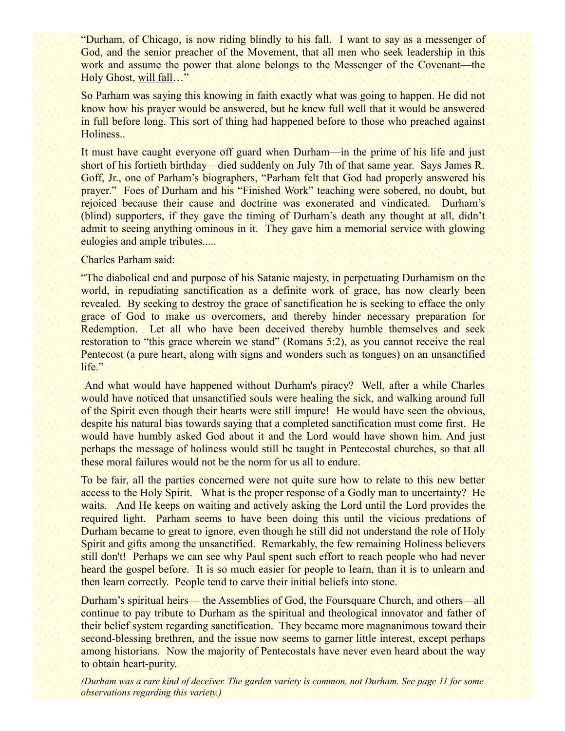"Durham, of Chicago, is now riding blindly to his fall. I want to say as a messenger of God, and the senior preacher of the Movement, that all men who seek leadership in this work and assume the power that alone belongs to the Messenger of the Covenant—the Holy Ghost, <u>will fall</u>…"

So Parham was saying this knowing in faith exactly what was going to happen. He did not know how his prayer would be answered, but he knew full well that it would be answered in full before long. This sort of thing had happened before to those who preached against Holiness..

It must have caught everyone off guard when Durham—in the prime of his life and just short of his fortieth birthday—died suddenly on July 7th of that same year. Says James R. Goff, Jr., one of Parham's biographers, "Parham felt that God had properly answered his prayer." Foes of Durham and his "Finished Work" teaching were sobered, no doubt, but rejoiced because their cause and doctrine was exonerated and vindicated. Durham's (blind) supporters, if they gave the timing of Durham's death any thought at all, didn't admit to seeing anything ominous in it. They gave him a memorial service with glowing eulogies and ample tributes.....

Charles Parham said:

"The diabolical end and purpose of his Satanic majesty, in perpetuating Durhamism on the world, in repudiating sanctification as a definite work of grace, has now clearly been revealed. By seeking to destroy the grace of sanctification he is seeking to efface the only grace of God to make us overcomers, and thereby hinder necessary preparation for Redemption. Let all who have been deceived thereby humble themselves and seek restoration to "this grace wherein we stand" (Romans 5:2), as you cannot receive the real Pentecost (a pure heart, along with signs and wonders such as tongues) on an unsanctified life."

And what would have happened without Durham's piracy? Well, after a while Charles would have noticed that unsanctified souls were healing the sick, and walking around full of the Spirit even though their hearts were still impure! He would have seen the obvious, despite his natural bias towards saying that a completed sanctification must come first. He would have humbly asked God about it and the Lord would have shown him. And just perhaps the message of holiness would still be taught in Pentecostal churches, so that all these moral failures would not be the norm for us all to endure.

To be fair, all the parties concerned were not quite sure how to relate to this new better access to the Holy Spirit. What is the proper response of a Godly man to uncertainty? He waits. And He keeps on waiting and actively asking the Lord until the Lord provides the required light. Parham seems to have been doing this until the vicious predations of Durham became to great to ignore, even though he still did not understand the role of Holy Spirit and gifts among the unsanctified. Remarkably, the few remaining Holiness believers still don't! Perhaps we can see why Paul spent such effort to reach people who had never heard the gospel before. It is so much easier for people to learn, than it is to unlearn and then learn correctly. People tend to carve their initial beliefs into stone.

Durham's spiritual heirs— the Assemblies of God, the Foursquare Church, and others—all continue to pay tribute to Durham as the spiritual and theological innovator and father of their belief system regarding sanctification. They became more magnanimous toward their second-blessing brethren, and the issue now seems to garner little interest, except perhaps among historians. Now the majority of Pentecostals have never even heard about the way to obtain heart-purity.

*(Durham was a rare kind of deceiver. The garden variety is common, not Durham. See page 11 for some observations regarding this variety.)*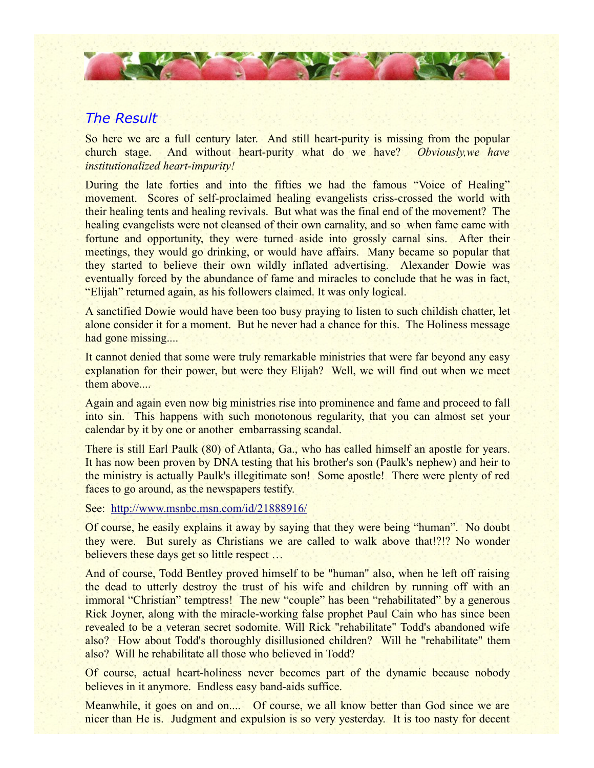## *The Result*

So here we are a full century later. And still heart-purity is missing from the popular church stage. And without heart-purity what do we have? *Obviously,we have institutionalized heart-impurity!*

During the late forties and into the fifties we had the famous "Voice of Healing" movement. Scores of self-proclaimed healing evangelists criss-crossed the world with their healing tents and healing revivals. But what was the final end of the movement? The healing evangelists were not cleansed of their own carnality, and so when fame came with fortune and opportunity, they were turned aside into grossly carnal sins. After their meetings, they would go drinking, or would have affairs. Many became so popular that they started to believe their own wildly inflated advertising. Alexander Dowie was eventually forced by the abundance of fame and miracles to conclude that he was in fact, "Elijah" returned again, as his followers claimed. It was only logical.

A sanctified Dowie would have been too busy praying to listen to such childish chatter, let alone consider it for a moment. But he never had a chance for this. The Holiness message had gone missing....

It cannot denied that some were truly remarkable ministries that were far beyond any easy explanation for their power, but were they Elijah? Well, we will find out when we meet them above....

Again and again even now big ministries rise into prominence and fame and proceed to fall into sin. This happens with such monotonous regularity, that you can almost set your calendar by it by one or another embarrassing scandal.

There is still Earl Paulk (80) of Atlanta, Ga., who has called himself an apostle for years. It has now been proven by DNA testing that his brother's son (Paulk's nephew) and heir to the ministry is actually Paulk's illegitimate son! Some apostle! There were plenty of red faces to go around, as the newspapers testify.

See: [http://www.msnbc.msn.com/id/21888916/](http://www.msnbc.msn.com/id/21888916/)

Of course, he easily explains it away by saying that they were being "human". No doubt they were. But surely as Christians we are called to walk above that!?!? No wonder believers these days get so little respect …

And of course, Todd Bentley proved himself to be "human" also, when he left off raising the dead to utterly destroy the trust of his wife and children by running off with an immoral "Christian" temptress! The new "couple" has been "rehabilitated" by a generous Rick Joyner, along with the miracle-working false prophet Paul Cain who has since been revealed to be a veteran secret sodomite. Will Rick "rehabilitate" Todd's abandoned wife also? How about Todd's thoroughly disillusioned children? Will he "rehabilitate" them also? Will he rehabilitate all those who believed in Todd?

Of course, actual heart-holiness never becomes part of the dynamic because nobody believes in it anymore. Endless easy band-aids suffice.

Meanwhile, it goes on and on.... Of course, we all know better than God since we are nicer than He is. Judgment and expulsion is so very yesterday. It is too nasty for decent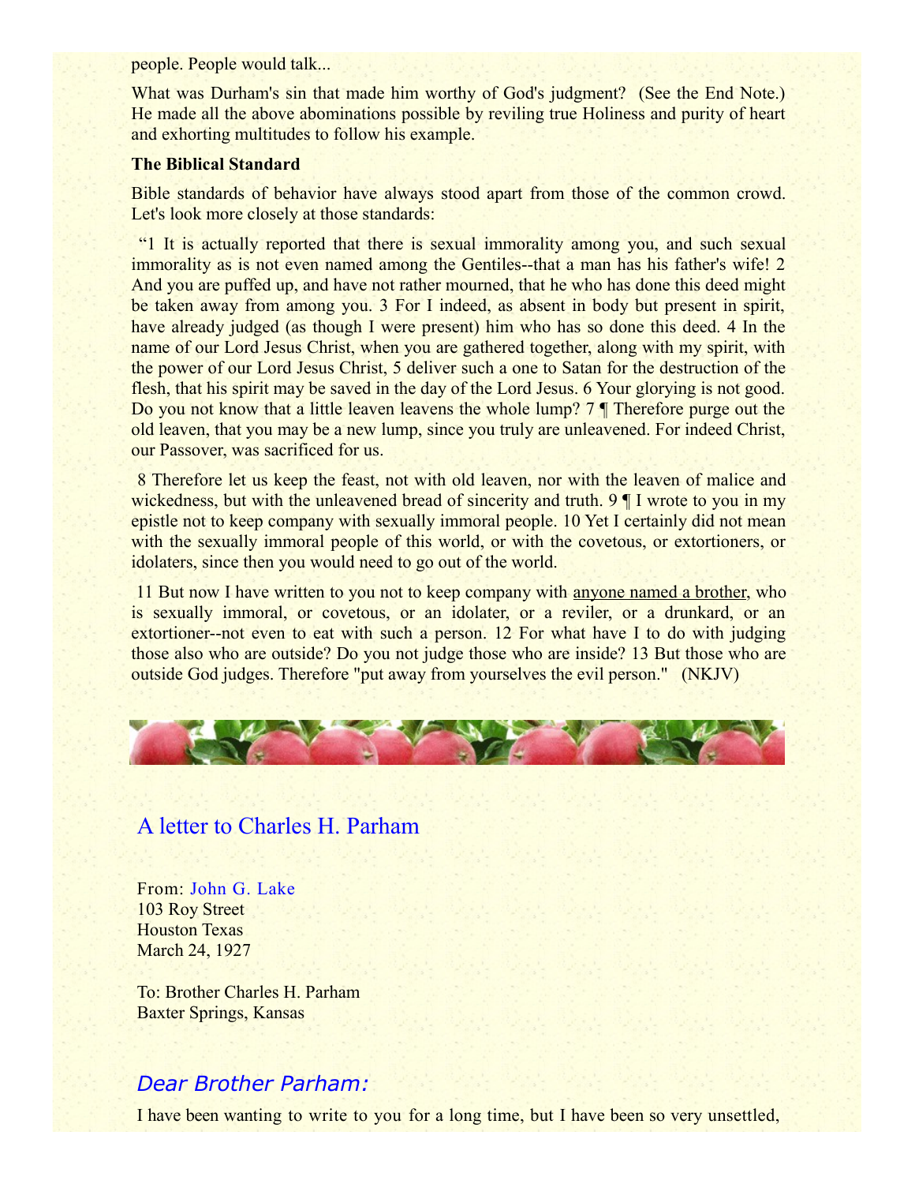people. People would talk...

What was Durham's sin that made him worthy of God's judgment? (See the End Note.) He made all the above abominations possible by reviling true Holiness and purity of heart and exhorting multitudes to follow his example.

**The Biblical Standard**

Bible standards of behavior have always stood apart from those of the common crowd. Let's look more closely at those standards:

"1 It is actually reported that there is sexual immorality among you, and such sexual immorality as is not even named among the Gentiles--that a man has his father's wife! 2 And you are puffed up, and have not rather mourned, that he who has done this deed might be taken away from among you. 3 For I indeed, as absent in body but present in spirit, have already judged (as though I were present) him who has so done this deed. 4 In the name of our Lord Jesus Christ, when you are gathered together, along with my spirit, with the power of our Lord Jesus Christ, 5 deliver such a one to Satan for the destruction of the flesh, that his spirit may be saved in the day of the Lord Jesus. 6 Your glorying is not good. Do you not know that a little leaven leavens the whole lump? 7 ¶ Therefore purge out the old leaven, that you may be a new lump, since you truly are unleavened. For indeed Christ, our Passover, was sacrificed for us.

8 Therefore let us keep the feast, not with old leaven, nor with the leaven of malice and wickedness, but with the unleavened bread of sincerity and truth. 9 ¶ I wrote to you in my epistle not to keep company with sexually immoral people. 10 Yet I certainly did not mean with the sexually immoral people of this world, or with the covetous, or extortioners, or idolaters, since then you would need to go out of the world.

11 But now I have written to you not to keep company with <u>anyone named a brother</u>, who is sexually immoral, or covetous, or an idolater, or a reviler, or a drunkard, or an extortioner--not even to eat with such a person. 12 For what have I to do with judging those also who are outside? Do you not judge those who are inside? 13 But those who are outside God judges. Therefore "put away from yourselves the evil person." (NKJV)

## A letter to Charles H. Parham

From: John G. Lake
103 Roy Street
Houston Texas
March 24, 1927

To: Brother Charles H. Parham
Baxter Springs, Kansas

*Dear Brother Parham:*

I have been wanting to write to you for a long time, but I have been so very unsettled,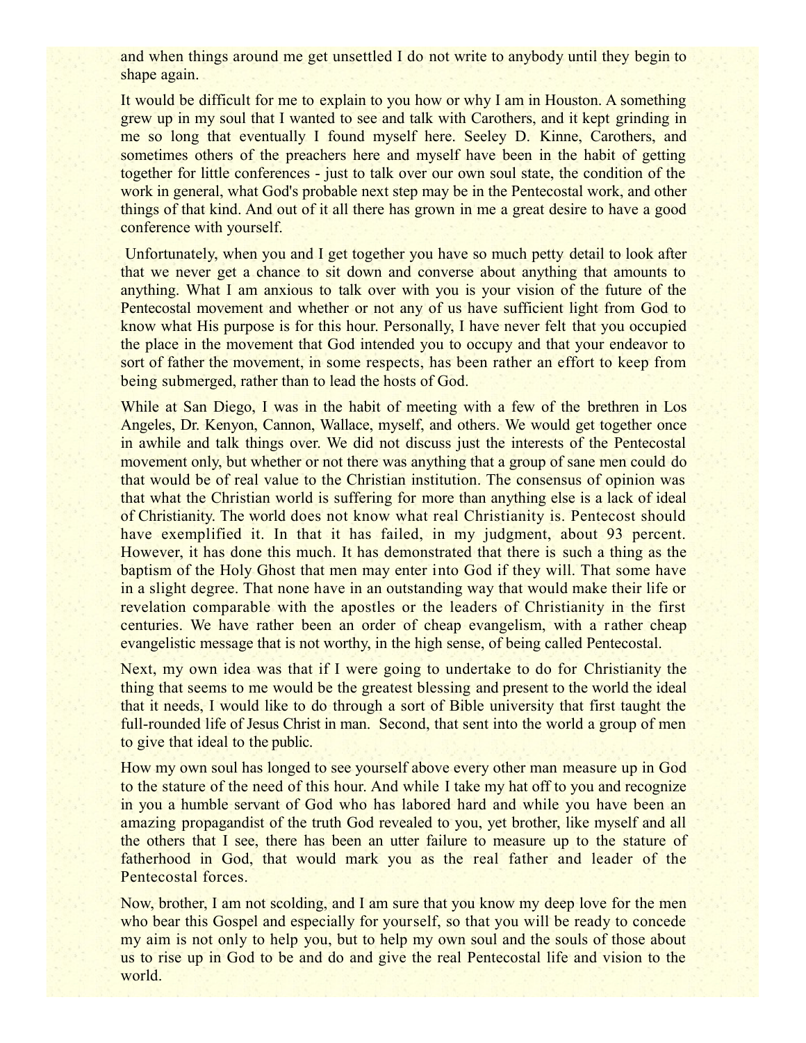and when things around me get unsettled I do not write to anybody until they begin to shape again.

It would be difficult for me to explain to you how or why I am in Houston. A something grew up in my soul that I wanted to see and talk with Carothers, and it kept grinding in me so long that eventually I found myself here. Seeley D. Kinne, Carothers, and sometimes others of the preachers here and myself have been in the habit of getting together for little conferences - just to talk over our own soul state, the condition of the work in general, what God's probable next step may be in the Pentecostal work, and other things of that kind. And out of it all there has grown in me a great desire to have a good conference with yourself.

Unfortunately, when you and I get together you have so much petty detail to look after that we never get a chance to sit down and converse about anything that amounts to anything. What I am anxious to talk over with you is your vision of the future of the Pentecostal movement and whether or not any of us have sufficient light from God to know what His purpose is for this hour. Personally, I have never felt that you occupied the place in the movement that God intended you to occupy and that your endeavor to sort of father the movement, in some respects, has been rather an effort to keep from being submerged, rather than to lead the hosts of God.

While at San Diego, I was in the habit of meeting with a few of the brethren in Los Angeles, Dr. Kenyon, Cannon, Wallace, myself, and others. We would get together once in awhile and talk things over. We did not discuss just the interests of the Pentecostal movement only, but whether or not there was anything that a group of sane men could do that would be of real value to the Christian institution. The consensus of opinion was that what the Christian world is suffering for more than anything else is a lack of ideal of Christianity. The world does not know what real Christianity is. Pentecost should have exemplified it. In that it has failed, in my judgment, about 93 percent. However, it has done this much. It has demonstrated that there is such a thing as the baptism of the Holy Ghost that men may enter into God if they will. That some have in a slight degree. That none have in an outstanding way that would make their life or revelation comparable with the apostles or the leaders of Christianity in the first centuries. We have rather been an order of cheap evangelism, with a rather cheap evangelistic message that is not worthy, in the high sense, of being called Pentecostal.

Next, my own idea was that if I were going to undertake to do for Christianity the thing that seems to me would be the greatest blessing and present to the world the ideal that it needs, I would like to do through a sort of Bible university that first taught the full-rounded life of Jesus Christ in man. Second, that sent into the world a group of men to give that ideal to the public.

How my own soul has longed to see yourself above every other man measure up in God to the stature of the need of this hour. And while I take my hat off to you and recognize in you a humble servant of God who has labored hard and while you have been an amazing propagandist of the truth God revealed to you, yet brother, like myself and all the others that I see, there has been an utter failure to measure up to the stature of fatherhood in God, that would mark you as the real father and leader of the Pentecostal forces.

Now, brother, I am not scolding, and I am sure that you know my deep love for the men who bear this Gospel and especially for yourself, so that you will be ready to concede my aim is not only to help you, but to help my own soul and the souls of those about us to rise up in God to be and do and give the real Pentecostal life and vision to the world.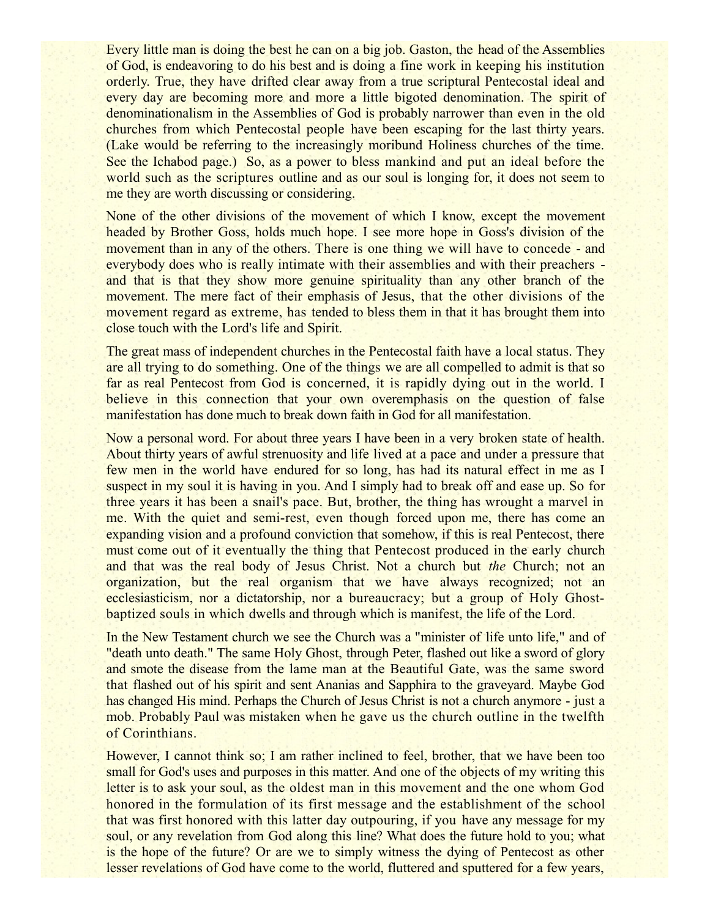Every little man is doing the best he can on a big job. Gaston, the head of the Assemblies of God, is endeavoring to do his best and is doing a fine work in keeping his institution orderly. True, they have drifted clear away from a true scriptural Pentecostal ideal and every day are becoming more and more a little bigoted denomination. The spirit of denominationalism in the Assemblies of God is probably narrower than even in the old churches from which Pentecostal people have been escaping for the last thirty years. (Lake would be referring to the increasingly moribund Holiness churches of the time. See the Ichabod page.) So, as a power to bless mankind and put an ideal before the world such as the scriptures outline and as our soul is longing for, it does not seem to me they are worth discussing or considering.

None of the other divisions of the movement of which I know, except the movement headed by Brother Goss, holds much hope. I see more hope in Goss's division of the movement than in any of the others. There is one thing we will have to concede - and everybody does who is really intimate with their assemblies and with their preachers - and that is that they show more genuine spirituality than any other branch of the movement. The mere fact of their emphasis of Jesus, that the other divisions of the movement regard as extreme, has tended to bless them in that it has brought them into close touch with the Lord's life and Spirit.

The great mass of independent churches in the Pentecostal faith have a local status. They are all trying to do something. One of the things we are all compelled to admit is that so far as real Pentecost from God is concerned, it is rapidly dying out in the world. I believe in this connection that your own overemphasis on the question of false manifestation has done much to break down faith in God for all manifestation.

Now a personal word. For about three years I have been in a very broken state of health. About thirty years of awful strenuosity and life lived at a pace and under a pressure that few men in the world have endured for so long, has had its natural effect in me as I suspect in my soul it is having in you. And I simply had to break off and ease up. So for three years it has been a snail's pace. But, brother, the thing has wrought a marvel in me. With the quiet and semi-rest, even though forced upon me, there has come an expanding vision and a profound conviction that somehow, if this is real Pentecost, there must come out of it eventually the thing that Pentecost produced in the early church and that was the real body of Jesus Christ. Not a church but *the* Church; not an organization, but the real organism that we have always recognized; not an ecclesiasticism, nor a dictatorship, nor a bureaucracy; but a group of Holy Ghost-baptized souls in which dwells and through which is manifest, the life of the Lord.

In the New Testament church we see the Church was a "minister of life unto life," and of "death unto death." The same Holy Ghost, through Peter, flashed out like a sword of glory and smote the disease from the lame man at the Beautiful Gate, was the same sword that flashed out of his spirit and sent Ananias and Sapphira to the graveyard. Maybe God has changed His mind. Perhaps the Church of Jesus Christ is not a church anymore - just a mob. Probably Paul was mistaken when he gave us the church outline in the twelfth of Corinthians.

However, I cannot think so; I am rather inclined to feel, brother, that we have been too small for God's uses and purposes in this matter. And one of the objects of my writing this letter is to ask your soul, as the oldest man in this movement and the one whom God honored in the formulation of its first message and the establishment of the school that was first honored with this latter day outpouring, if you have any message for my soul, or any revelation from God along this line? What does the future hold to you; what is the hope of the future? Or are we to simply witness the dying of Pentecost as other lesser revelations of God have come to the world, fluttered and sputtered for a few years,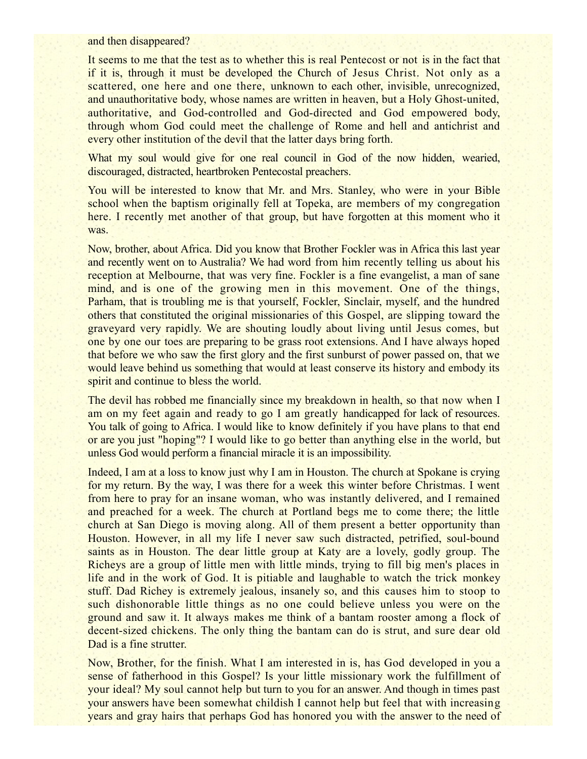and then disappeared?

It seems to me that the test as to whether this is real Pentecost or not is in the fact that if it is, through it must be developed the Church of Jesus Christ. Not only as a scattered, one here and one there, unknown to each other, invisible, unrecognized, and unauthoritative body, whose names are written in heaven, but a Holy Ghost-united, authoritative, and God-controlled and God-directed and God empowered body, through whom God could meet the challenge of Rome and hell and antichrist and every other institution of the devil that the latter days bring forth.

What my soul would give for one real council in God of the now hidden, wearied, discouraged, distracted, heartbroken Pentecostal preachers.

You will be interested to know that Mr. and Mrs. Stanley, who were in your Bible school when the baptism originally fell at Topeka, are members of my congregation here. I recently met another of that group, but have forgotten at this moment who it was.

Now, brother, about Africa. Did you know that Brother Fockler was in Africa this last year and recently went on to Australia? We had word from him recently telling us about his reception at Melbourne, that was very fine. Fockler is a fine evangelist, a man of sane mind, and is one of the growing men in this movement. One of the things, Parham, that is troubling me is that yourself, Fockler, Sinclair, myself, and the hundred others that constituted the original missionaries of this Gospel, are slipping toward the graveyard very rapidly. We are shouting loudly about living until Jesus comes, but one by one our toes are preparing to be grass root extensions. And I have always hoped that before we who saw the first glory and the first sunburst of power passed on, that we would leave behind us something that would at least conserve its history and embody its spirit and continue to bless the world.

The devil has robbed me financially since my breakdown in health, so that now when I am on my feet again and ready to go I am greatly handicapped for lack of resources. You talk of going to Africa. I would like to know definitely if you have plans to that end or are you just "hoping"? I would like to go better than anything else in the world, but unless God would perform a financial miracle it is an impossibility.

Indeed, I am at a loss to know just why I am in Houston. The church at Spokane is crying for my return. By the way, I was there for a week this winter before Christmas. I went from here to pray for an insane woman, who was instantly delivered, and I remained and preached for a week. The church at Portland begs me to come there; the little church at San Diego is moving along. All of them present a better opportunity than Houston. However, in all my life I never saw such distracted, petrified, soul-bound saints as in Houston. The dear little group at Katy are a lovely, godly group. The Richeys are a group of little men with little minds, trying to fill big men's places in life and in the work of God. It is pitiable and laughable to watch the trick monkey stuff. Dad Richey is extremely jealous, insanely so, and this causes him to stoop to such dishonorable little things as no one could believe unless you were on the ground and saw it. It always makes me think of a bantam rooster among a flock of decent-sized chickens. The only thing the bantam can do is strut, and sure dear old Dad is a fine strutter.

Now, Brother, for the finish. What I am interested in is, has God developed in you a sense of fatherhood in this Gospel? Is your little missionary work the fulfillment of your ideal? My soul cannot help but turn to you for an answer. And though in times past your answers have been somewhat childish I cannot help but feel that with increasing years and gray hairs that perhaps God has honored you with the answer to the need of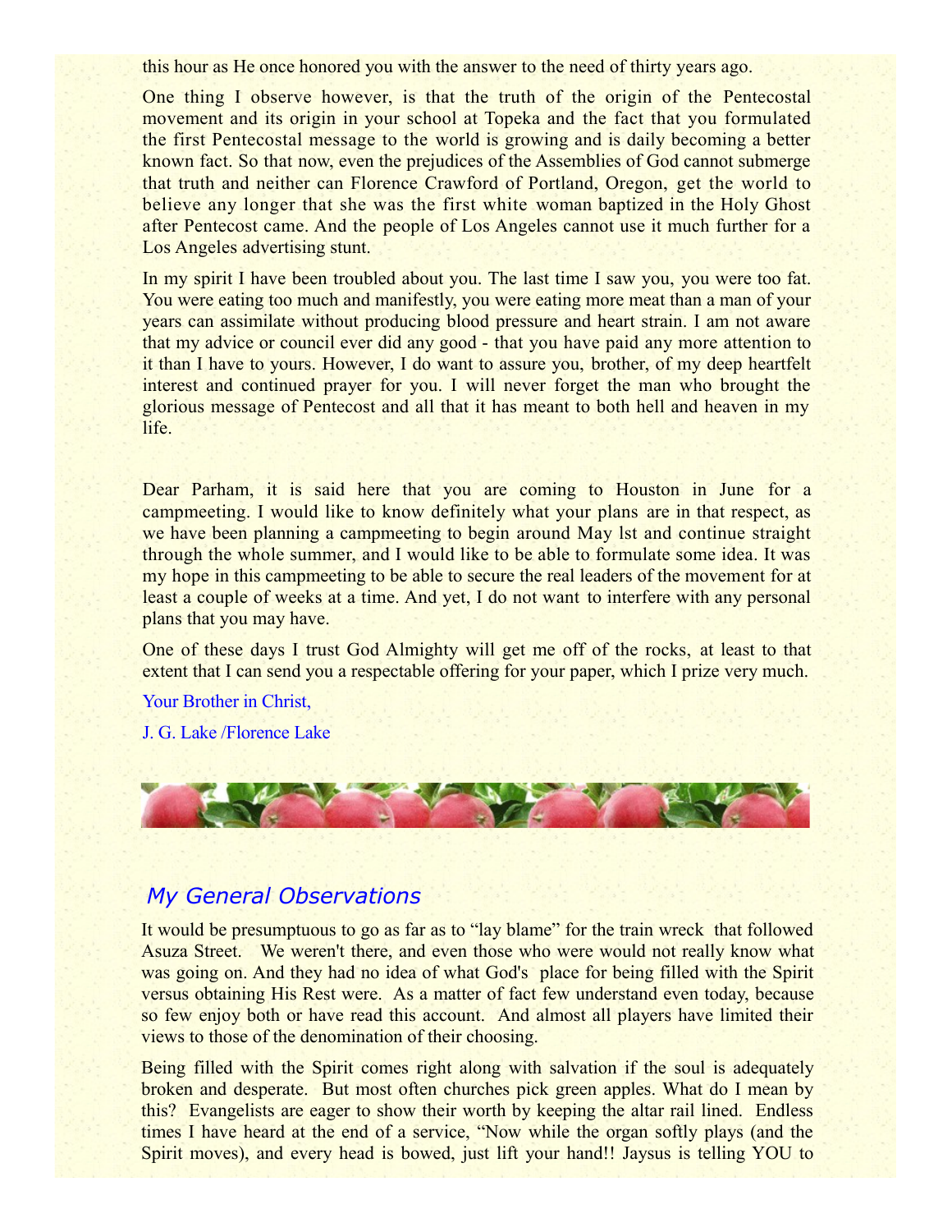this hour as He once honored you with the answer to the need of thirty years ago.

One thing I observe however, is that the truth of the origin of the Pentecostal movement and its origin in your school at Topeka and the fact that you formulated the first Pentecostal message to the world is growing and is daily becoming a better known fact. So that now, even the prejudices of the Assemblies of God cannot submerge that truth and neither can Florence Crawford of Portland, Oregon, get the world to believe any longer that she was the first white woman baptized in the Holy Ghost after Pentecost came. And the people of Los Angeles cannot use it much further for a Los Angeles advertising stunt.

In my spirit I have been troubled about you. The last time I saw you, you were too fat. You were eating too much and manifestly, you were eating more meat than a man of your years can assimilate without producing blood pressure and heart strain. I am not aware that my advice or council ever did any good - that you have paid any more attention to it than I have to yours. However, I do want to assure you, brother, of my deep heartfelt interest and continued prayer for you. I will never forget the man who brought the glorious message of Pentecost and all that it has meant to both hell and heaven in my life.

Dear Parham, it is said here that you are coming to Houston in June for a campmeeting. I would like to know definitely what your plans are in that respect, as we have been planning a campmeeting to begin around May lst and continue straight through the whole summer, and I would like to be able to formulate some idea. It was my hope in this campmeeting to be able to secure the real leaders of the movement for at least a couple of weeks at a time. And yet, I do not want to interfere with any personal plans that you may have.

One of these days I trust God Almighty will get me off of the rocks, at least to that extent that I can send you a respectable offering for your paper, which I prize very much.

Your Brother in Christ,

J. G. Lake /Florence Lake

## *My General Observations*

It would be presumptuous to go as far as to "lay blame" for the train wreck that followed Asuza Street. We weren't there, and even those who were would not really know what was going on. And they had no idea of what God's place for being filled with the Spirit versus obtaining His Rest were. As a matter of fact few understand even today, because so few enjoy both or have read this account. And almost all players have limited their views to those of the denomination of their choosing.

Being filled with the Spirit comes right along with salvation if the soul is adequately broken and desperate. But most often churches pick green apples. What do I mean by this? Evangelists are eager to show their worth by keeping the altar rail lined. Endless times I have heard at the end of a service, "Now while the organ softly plays (and the Spirit moves), and every head is bowed, just lift your hand!! Jaysus is telling YOU to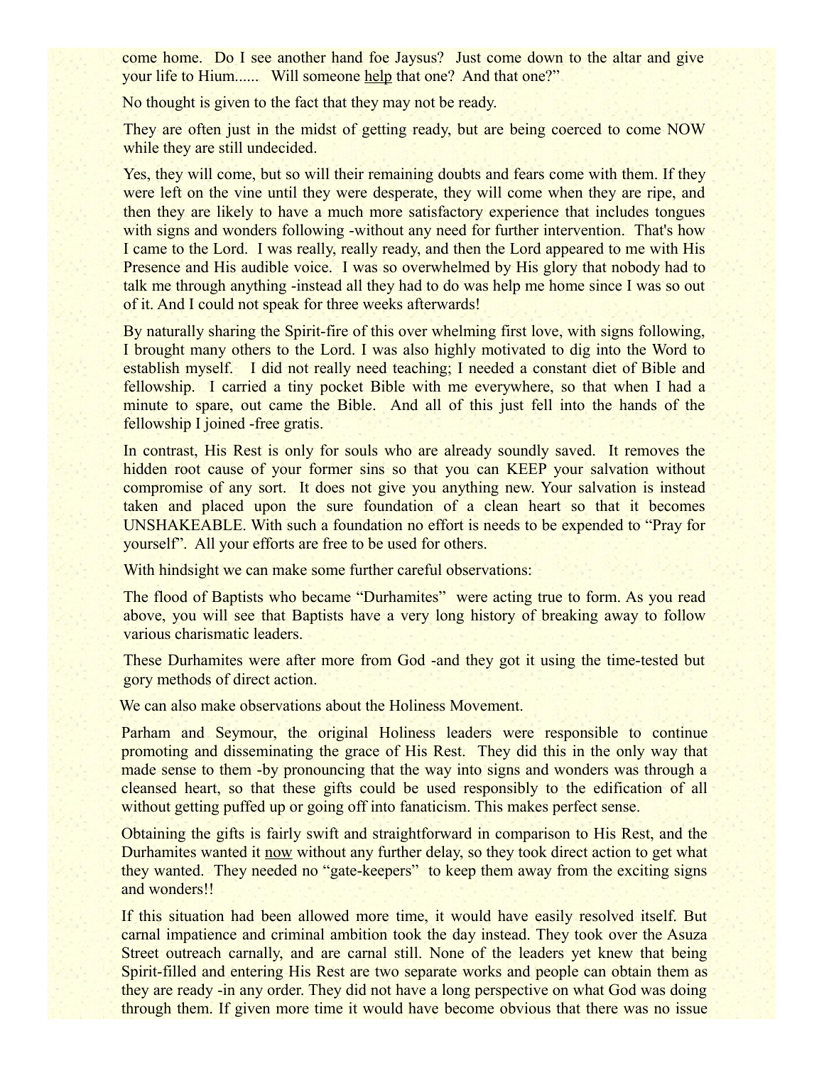come home. Do I see another hand foe Jaysus? Just come down to the altar and give your life to Hium...... Will someone <u>help</u> that one? And that one?"

No thought is given to the fact that they may not be ready.

They are often just in the midst of getting ready, but are being coerced to come NOW while they are still undecided.

Yes, they will come, but so will their remaining doubts and fears come with them. If they were left on the vine until they were desperate, they will come when they are ripe, and then they are likely to have a much more satisfactory experience that includes tongues with signs and wonders following -without any need for further intervention. That's how I came to the Lord. I was really, really ready, and then the Lord appeared to me with His Presence and His audible voice. I was so overwhelmed by His glory that nobody had to talk me through anything -instead all they had to do was help me home since I was so out of it. And I could not speak for three weeks afterwards!

By naturally sharing the Spirit-fire of this over whelming first love, with signs following, I brought many others to the Lord. I was also highly motivated to dig into the Word to establish myself. I did not really need teaching; I needed a constant diet of Bible and fellowship. I carried a tiny pocket Bible with me everywhere, so that when I had a minute to spare, out came the Bible. And all of this just fell into the hands of the fellowship I joined -free gratis.

In contrast, His Rest is only for souls who are already soundly saved. It removes the hidden root cause of your former sins so that you can KEEP your salvation without compromise of any sort. It does not give you anything new. Your salvation is instead taken and placed upon the sure foundation of a clean heart so that it becomes UNSHAKEABLE. With such a foundation no effort is needs to be expended to "Pray for yourself". All your efforts are free to be used for others.

With hindsight we can make some further careful observations:

The flood of Baptists who became "Durhamites" were acting true to form. As you read above, you will see that Baptists have a very long history of breaking away to follow various charismatic leaders.

These Durhamites were after more from God -and they got it using the time-tested but gory methods of direct action.

We can also make observations about the Holiness Movement.

Parham and Seymour, the original Holiness leaders were responsible to continue promoting and disseminating the grace of His Rest. They did this in the only way that made sense to them -by pronouncing that the way into signs and wonders was through a cleansed heart, so that these gifts could be used responsibly to the edification of all without getting puffed up or going off into fanaticism. This makes perfect sense.

Obtaining the gifts is fairly swift and straightforward in comparison to His Rest, and the Durhamites wanted it <u>now</u> without any further delay, so they took direct action to get what they wanted. They needed no "gate-keepers" to keep them away from the exciting signs and wonders!!

If this situation had been allowed more time, it would have easily resolved itself. But carnal impatience and criminal ambition took the day instead. They took over the Asuza Street outreach carnally, and are carnal still. None of the leaders yet knew that being Spirit-filled and entering His Rest are two separate works and people can obtain them as they are ready -in any order. They did not have a long perspective on what God was doing through them. If given more time it would have become obvious that there was no issue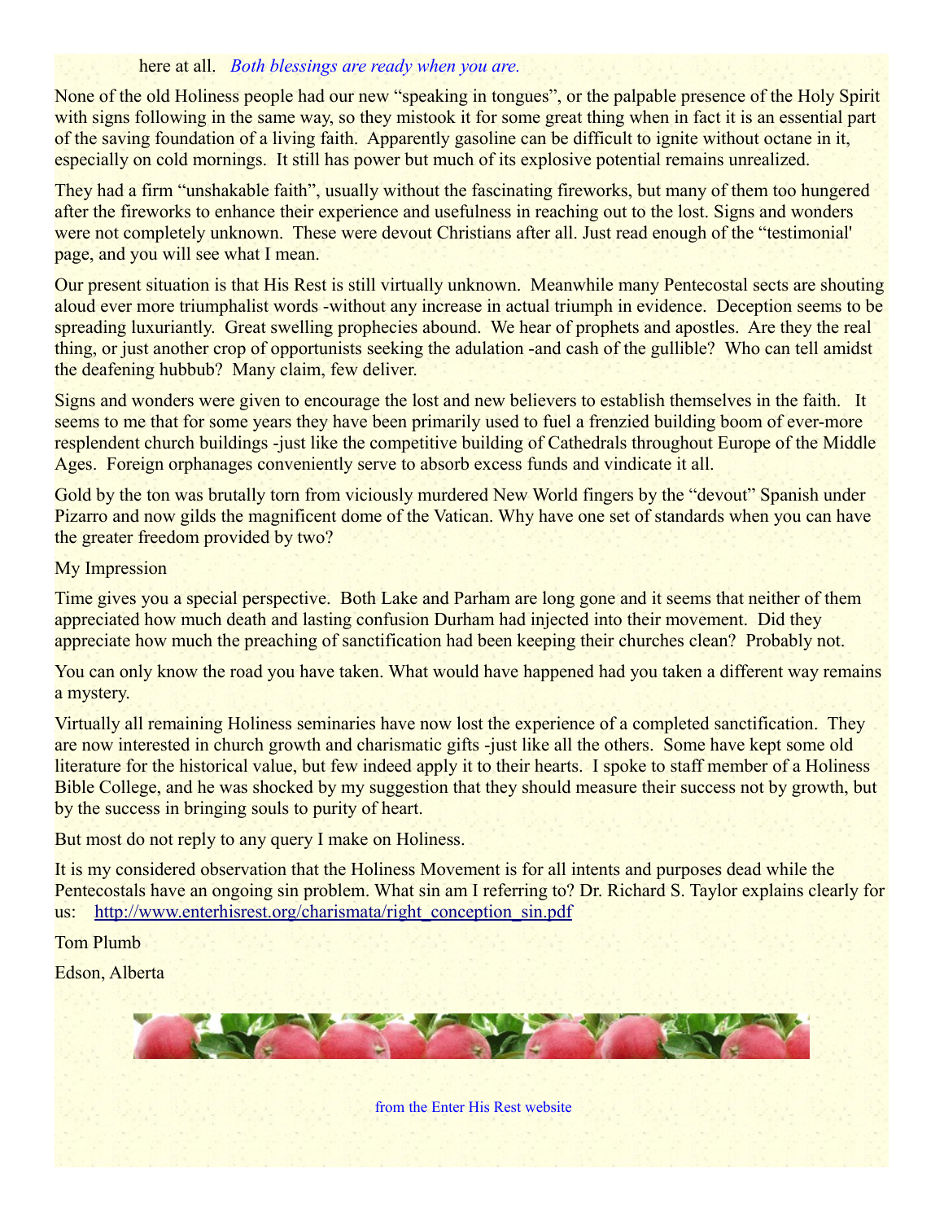here at all. *Both blessings are ready when you are.*

None of the old Holiness people had our new "speaking in tongues", or the palpable presence of the Holy Spirit with signs following in the same way, so they mistook it for some great thing when in fact it is an essential part of the saving foundation of a living faith. Apparently gasoline can be difficult to ignite without octane in it, especially on cold mornings. It still has power but much of its explosive potential remains unrealized.

They had a firm "unshakable faith", usually without the fascinating fireworks, but many of them too hungered after the fireworks to enhance their experience and usefulness in reaching out to the lost. Signs and wonders were not completely unknown. These were devout Christians after all. Just read enough of the "testimonial' page, and you will see what I mean.

Our present situation is that His Rest is still virtually unknown. Meanwhile many Pentecostal sects are shouting aloud ever more triumphalist words -without any increase in actual triumph in evidence. Deception seems to be spreading luxuriantly. Great swelling prophecies abound. We hear of prophets and apostles. Are they the real thing, or just another crop of opportunists seeking the adulation -and cash of the gullible? Who can tell amidst the deafening hubbub? Many claim, few deliver.

Signs and wonders were given to encourage the lost and new believers to establish themselves in the faith. It seems to me that for some years they have been primarily used to fuel a frenzied building boom of ever-more resplendent church buildings -just like the competitive building of Cathedrals throughout Europe of the Middle Ages. Foreign orphanages conveniently serve to absorb excess funds and vindicate it all.

Gold by the ton was brutally torn from viciously murdered New World fingers by the "devout" Spanish under Pizarro and now gilds the magnificent dome of the Vatican. Why have one set of standards when you can have the greater freedom provided by two?

My Impression

Time gives you a special perspective. Both Lake and Parham are long gone and it seems that neither of them appreciated how much death and lasting confusion Durham had injected into their movement. Did they appreciate how much the preaching of sanctification had been keeping their churches clean? Probably not.

You can only know the road you have taken. What would have happened had you taken a different way remains a mystery.

Virtually all remaining Holiness seminaries have now lost the experience of a completed sanctification. They are now interested in church growth and charismatic gifts -just like all the others. Some have kept some old literature for the historical value, but few indeed apply it to their hearts. I spoke to staff member of a Holiness Bible College, and he was shocked by my suggestion that they should measure their success not by growth, but by the success in bringing souls to purity of heart.

But most do not reply to any query I make on Holiness.

It is my considered observation that the Holiness Movement is for all intents and purposes dead while the Pentecostals have an ongoing sin problem. What sin am I referring to? Dr. Richard S. Taylor explains clearly for us: [http://www.enterhisrest.org/charismata/right_conception_sin.pdf](http://www.enterhisrest.org/charismata/right_conception_sin.pdf)

Tom Plumb

Edson, Alberta

from the Enter His Rest website